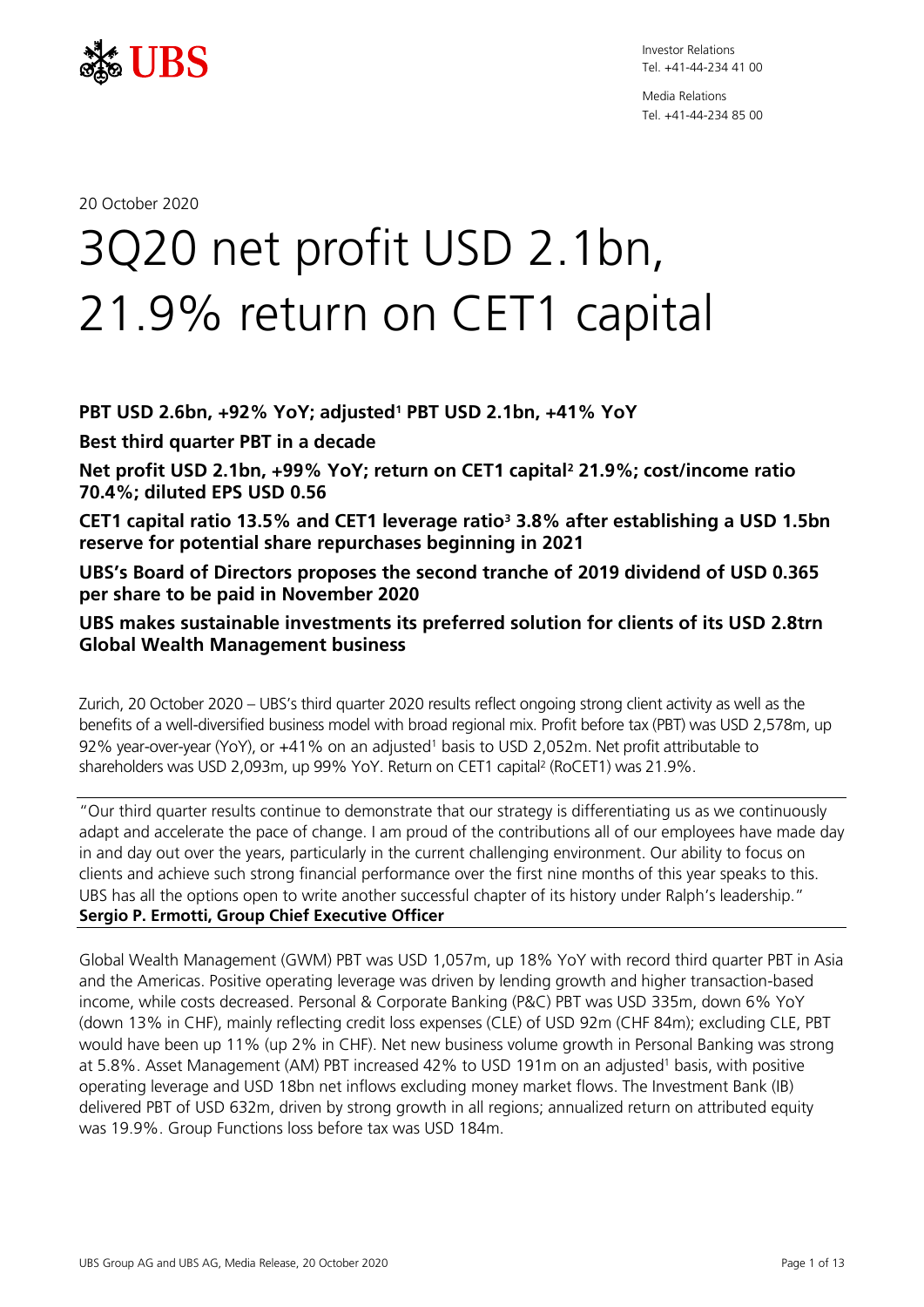Investor Relations
Tel. +41-44-234 41 00

Media Relations
Tel. +41-44-234 85 00

20 October 2020

# 3Q20 net profit USD 2.1bn, 21.9% return on CET1 capital

**PBT USD 2.6bn, +92% YoY; adjusted[1] PBT USD 2.1bn, +41% YoY**

**Best third quarter PBT in a decade**

**Net profit USD 2.1bn, +99% YoY; return on CET1 capital[2] 21.9%; cost/income ratio 70.4%; diluted EPS USD 0.56**

**CET1 capital ratio 13.5% and CET1 leverage ratio[3] 3.8% after establishing a USD 1.5bn reserve for potential share repurchases beginning in 2021**

**UBS's Board of Directors proposes the second tranche of 2019 dividend of USD 0.365 per share to be paid in November 2020**

**UBS makes sustainable investments its preferred solution for clients of its USD 2.8trn Global Wealth Management business**

Zurich, 20 October 2020 – UBS's third quarter 2020 results reflect ongoing strong client activity as well as the benefits of a well-diversified business model with broad regional mix. Profit before tax (PBT) was USD 2,578m, up 92% year-over-year (YoY), or +41% on an adjusted[1] basis to USD 2,052m. Net profit attributable to shareholders was USD 2,093m, up 99% YoY. Return on CET1 capital[2] (RoCET1) was 21.9%.

"Our third quarter results continue to demonstrate that our strategy is differentiating us as we continuously adapt and accelerate the pace of change. I am proud of the contributions all of our employees have made day in and day out over the years, particularly in the current challenging environment. Our ability to focus on clients and achieve such strong financial performance over the first nine months of this year speaks to this. UBS has all the options open to write another successful chapter of its history under Ralph's leadership."
**Sergio P. Ermotti, Group Chief Executive Officer**

Global Wealth Management (GWM) PBT was USD 1,057m, up 18% YoY with record third quarter PBT in Asia and the Americas. Positive operating leverage was driven by lending growth and higher transaction-based income, while costs decreased. Personal & Corporate Banking (P&C) PBT was USD 335m, down 6% YoY (down 13% in CHF), mainly reflecting credit loss expenses (CLE) of USD 92m (CHF 84m); excluding CLE, PBT would have been up 11% (up 2% in CHF). Net new business volume growth in Personal Banking was strong at 5.8%. Asset Management (AM) PBT increased 42% to USD 191m on an adjusted[1] basis, with positive operating leverage and USD 18bn net inflows excluding money market flows. The Investment Bank (IB) delivered PBT of USD 632m, driven by strong growth in all regions; annualized return on attributed equity was 19.9%. Group Functions loss before tax was USD 184m.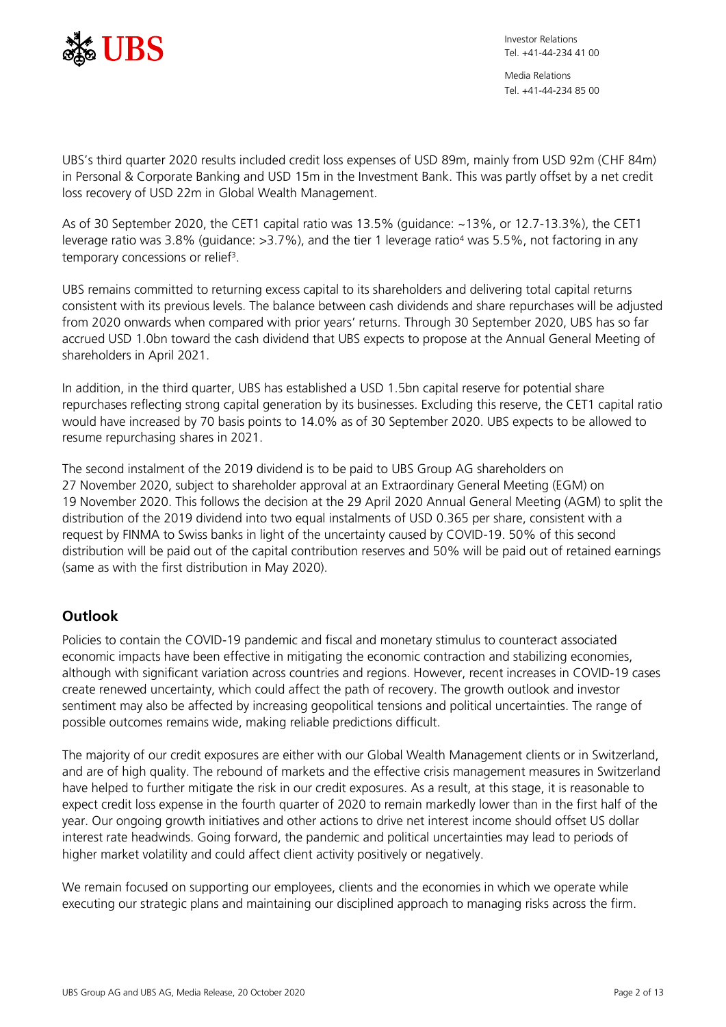UBS's third quarter 2020 results included credit loss expenses of USD 89m, mainly from USD 92m (CHF 84m) in Personal & Corporate Banking and USD 15m in the Investment Bank. This was partly offset by a net credit loss recovery of USD 22m in Global Wealth Management.

As of 30 September 2020, the CET1 capital ratio was 13.5% (guidance: ~13%, or 12.7-13.3%), the CET1 leverage ratio was 3.8% (guidance: >3.7%), and the tier 1 leverage ratio[4] was 5.5%, not factoring in any temporary concessions or relief[3].

UBS remains committed to returning excess capital to its shareholders and delivering total capital returns consistent with its previous levels. The balance between cash dividends and share repurchases will be adjusted from 2020 onwards when compared with prior years' returns. Through 30 September 2020, UBS has so far accrued USD 1.0bn toward the cash dividend that UBS expects to propose at the Annual General Meeting of shareholders in April 2021.

In addition, in the third quarter, UBS has established a USD 1.5bn capital reserve for potential share repurchases reflecting strong capital generation by its businesses. Excluding this reserve, the CET1 capital ratio would have increased by 70 basis points to 14.0% as of 30 September 2020. UBS expects to be allowed to resume repurchasing shares in 2021.

The second instalment of the 2019 dividend is to be paid to UBS Group AG shareholders on 27 November 2020, subject to shareholder approval at an Extraordinary General Meeting (EGM) on 19 November 2020. This follows the decision at the 29 April 2020 Annual General Meeting (AGM) to split the distribution of the 2019 dividend into two equal instalments of USD 0.365 per share, consistent with a request by FINMA to Swiss banks in light of the uncertainty caused by COVID-19. 50% of this second distribution will be paid out of the capital contribution reserves and 50% will be paid out of retained earnings (same as with the first distribution in May 2020).

## Outlook

Policies to contain the COVID-19 pandemic and fiscal and monetary stimulus to counteract associated economic impacts have been effective in mitigating the economic contraction and stabilizing economies, although with significant variation across countries and regions. However, recent increases in COVID-19 cases create renewed uncertainty, which could affect the path of recovery. The growth outlook and investor sentiment may also be affected by increasing geopolitical tensions and political uncertainties. The range of possible outcomes remains wide, making reliable predictions difficult.

The majority of our credit exposures are either with our Global Wealth Management clients or in Switzerland, and are of high quality. The rebound of markets and the effective crisis management measures in Switzerland have helped to further mitigate the risk in our credit exposures. As a result, at this stage, it is reasonable to expect credit loss expense in the fourth quarter of 2020 to remain markedly lower than in the first half of the year. Our ongoing growth initiatives and other actions to drive net interest income should offset US dollar interest rate headwinds. Going forward, the pandemic and political uncertainties may lead to periods of higher market volatility and could affect client activity positively or negatively.

We remain focused on supporting our employees, clients and the economies in which we operate while executing our strategic plans and maintaining our disciplined approach to managing risks across the firm.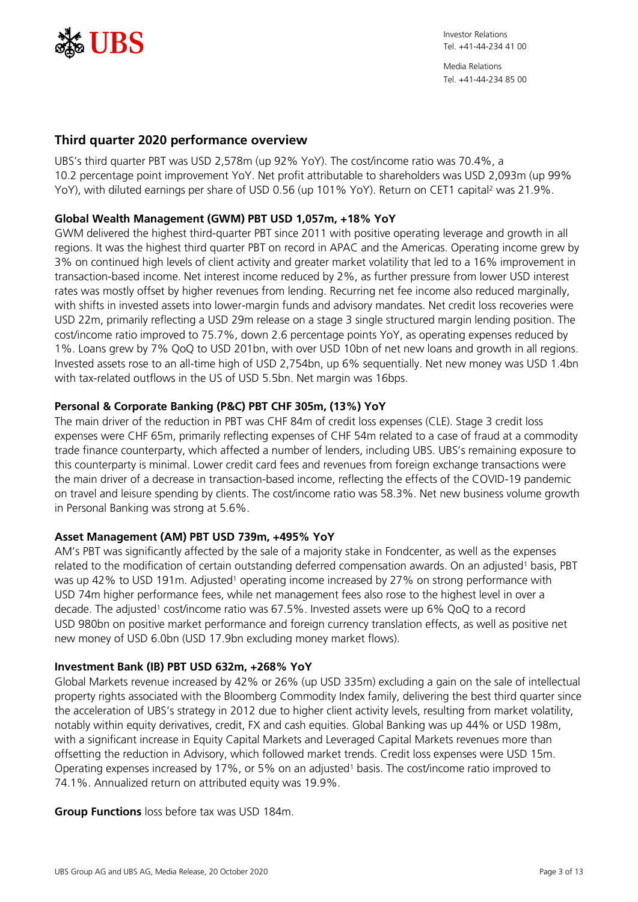## Third quarter 2020 performance overview

UBS's third quarter PBT was USD 2,578m (up 92% YoY). The cost/income ratio was 70.4%, a 10.2 percentage point improvement YoY. Net profit attributable to shareholders was USD 2,093m (up 99% YoY), with diluted earnings per share of USD 0.56 (up 101% YoY). Return on CET1 capital[2] was 21.9%.

### Global Wealth Management (GWM) PBT USD 1,057m, +18% YoY

GWM delivered the highest third-quarter PBT since 2011 with positive operating leverage and growth in all regions. It was the highest third quarter PBT on record in APAC and the Americas. Operating income grew by 3% on continued high levels of client activity and greater market volatility that led to a 16% improvement in transaction-based income. Net interest income reduced by 2%, as further pressure from lower USD interest rates was mostly offset by higher revenues from lending. Recurring net fee income also reduced marginally, with shifts in invested assets into lower-margin funds and advisory mandates. Net credit loss recoveries were USD 22m, primarily reflecting a USD 29m release on a stage 3 single structured margin lending position. The cost/income ratio improved to 75.7%, down 2.6 percentage points YoY, as operating expenses reduced by 1%. Loans grew by 7% QoQ to USD 201bn, with over USD 10bn of net new loans and growth in all regions. Invested assets rose to an all-time high of USD 2,754bn, up 6% sequentially. Net new money was USD 1.4bn with tax-related outflows in the US of USD 5.5bn. Net margin was 16bps.

### Personal & Corporate Banking (P&C) PBT CHF 305m, (13%) YoY

The main driver of the reduction in PBT was CHF 84m of credit loss expenses (CLE). Stage 3 credit loss expenses were CHF 65m, primarily reflecting expenses of CHF 54m related to a case of fraud at a commodity trade finance counterparty, which affected a number of lenders, including UBS. UBS's remaining exposure to this counterparty is minimal. Lower credit card fees and revenues from foreign exchange transactions were the main driver of a decrease in transaction-based income, reflecting the effects of the COVID-19 pandemic on travel and leisure spending by clients. The cost/income ratio was 58.3%. Net new business volume growth in Personal Banking was strong at 5.6%.

### Asset Management (AM) PBT USD 739m, +495% YoY

AM's PBT was significantly affected by the sale of a majority stake in Fondcenter, as well as the expenses related to the modification of certain outstanding deferred compensation awards. On an adjusted[1] basis, PBT was up 42% to USD 191m. Adjusted[1] operating income increased by 27% on strong performance with USD 74m higher performance fees, while net management fees also rose to the highest level in over a decade. The adjusted[1] cost/income ratio was 67.5%. Invested assets were up 6% QoQ to a record USD 980bn on positive market performance and foreign currency translation effects, as well as positive net new money of USD 6.0bn (USD 17.9bn excluding money market flows).

### Investment Bank (IB) PBT USD 632m, +268% YoY

Global Markets revenue increased by 42% or 26% (up USD 335m) excluding a gain on the sale of intellectual property rights associated with the Bloomberg Commodity Index family, delivering the best third quarter since the acceleration of UBS's strategy in 2012 due to higher client activity levels, resulting from market volatility, notably within equity derivatives, credit, FX and cash equities. Global Banking was up 44% or USD 198m, with a significant increase in Equity Capital Markets and Leveraged Capital Markets revenues more than offsetting the reduction in Advisory, which followed market trends. Credit loss expenses were USD 15m. Operating expenses increased by 17%, or 5% on an adjusted[1] basis. The cost/income ratio improved to 74.1%. Annualized return on attributed equity was 19.9%.

**Group Functions** loss before tax was USD 184m.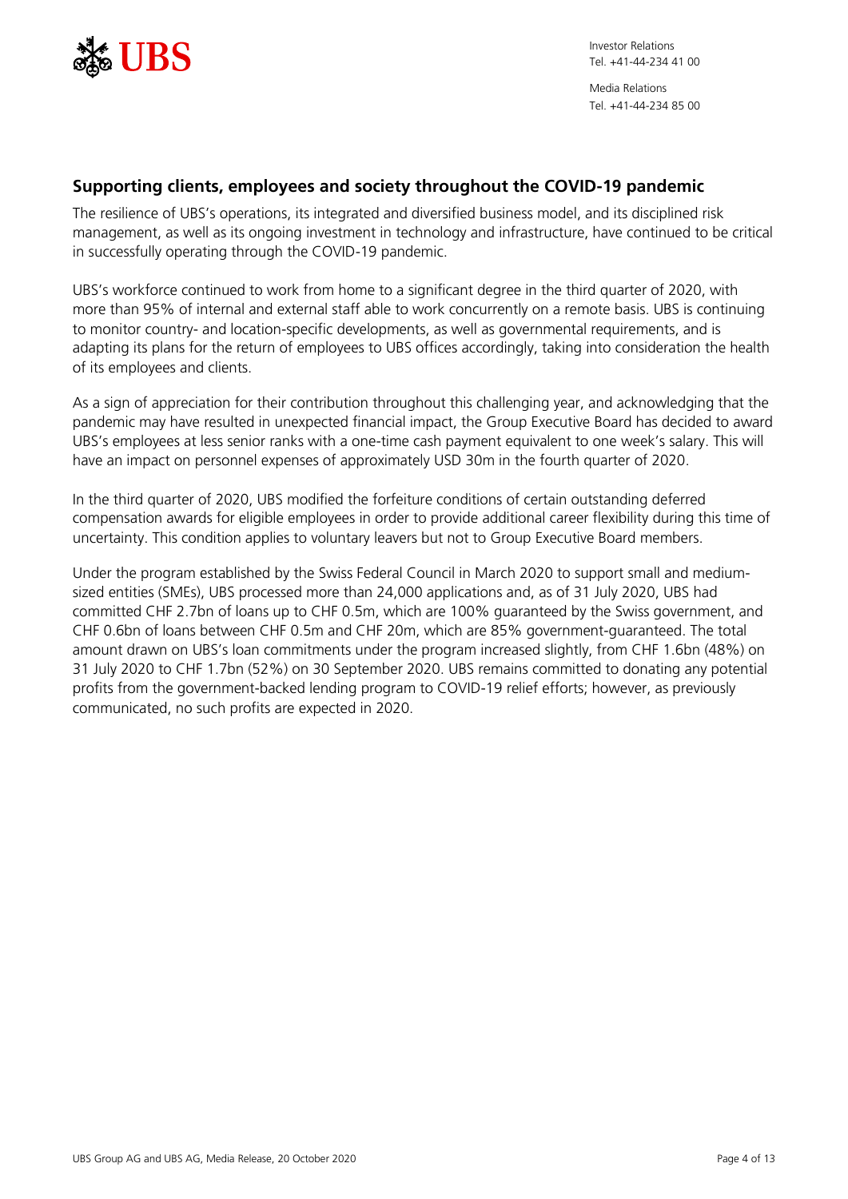## Supporting clients, employees and society throughout the COVID-19 pandemic

The resilience of UBS's operations, its integrated and diversified business model, and its disciplined risk management, as well as its ongoing investment in technology and infrastructure, have continued to be critical in successfully operating through the COVID-19 pandemic.

UBS's workforce continued to work from home to a significant degree in the third quarter of 2020, with more than 95% of internal and external staff able to work concurrently on a remote basis. UBS is continuing to monitor country- and location-specific developments, as well as governmental requirements, and is adapting its plans for the return of employees to UBS offices accordingly, taking into consideration the health of its employees and clients.

As a sign of appreciation for their contribution throughout this challenging year, and acknowledging that the pandemic may have resulted in unexpected financial impact, the Group Executive Board has decided to award UBS's employees at less senior ranks with a one-time cash payment equivalent to one week's salary. This will have an impact on personnel expenses of approximately USD 30m in the fourth quarter of 2020.

In the third quarter of 2020, UBS modified the forfeiture conditions of certain outstanding deferred compensation awards for eligible employees in order to provide additional career flexibility during this time of uncertainty. This condition applies to voluntary leavers but not to Group Executive Board members.

Under the program established by the Swiss Federal Council in March 2020 to support small and medium-sized entities (SMEs), UBS processed more than 24,000 applications and, as of 31 July 2020, UBS had committed CHF 2.7bn of loans up to CHF 0.5m, which are 100% guaranteed by the Swiss government, and CHF 0.6bn of loans between CHF 0.5m and CHF 20m, which are 85% government-guaranteed. The total amount drawn on UBS's loan commitments under the program increased slightly, from CHF 1.6bn (48%) on 31 July 2020 to CHF 1.7bn (52%) on 30 September 2020. UBS remains committed to donating any potential profits from the government-backed lending program to COVID-19 relief efforts; however, as previously communicated, no such profits are expected in 2020.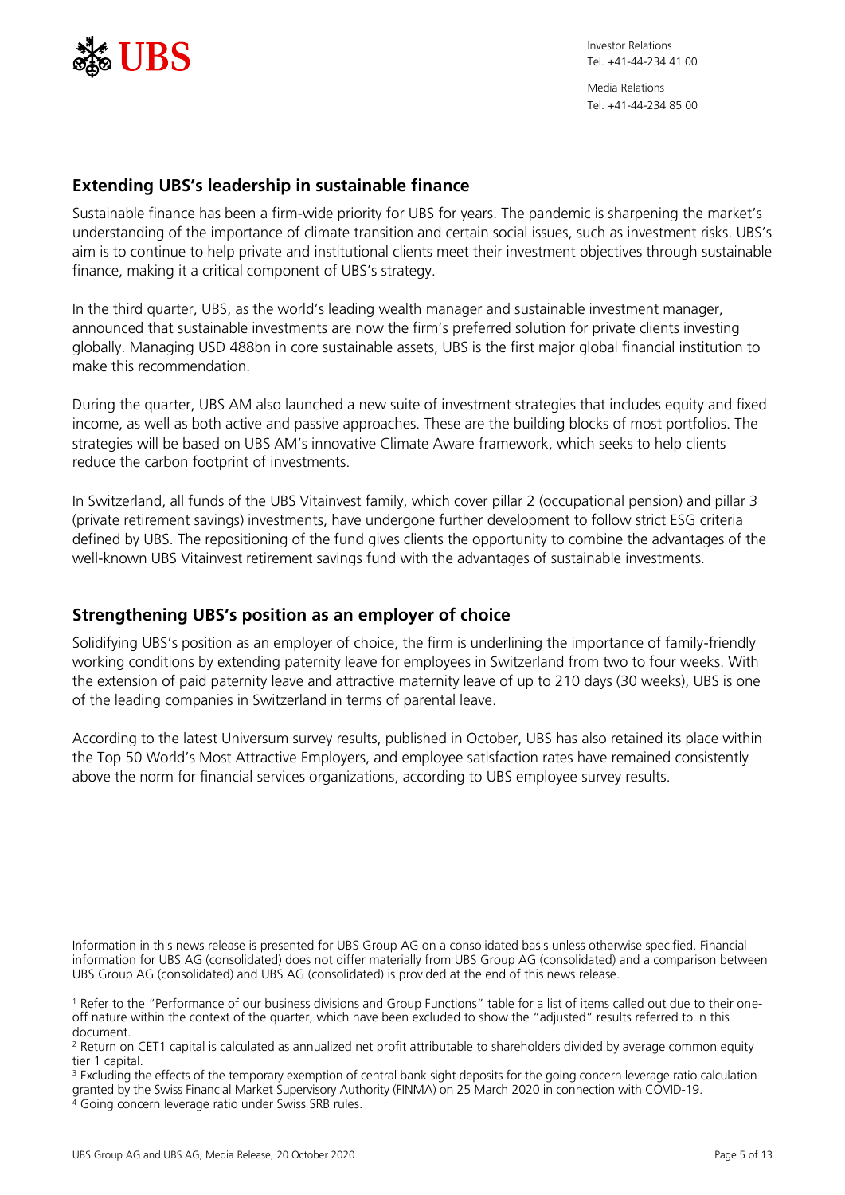## Extending UBS's leadership in sustainable finance

Sustainable finance has been a firm-wide priority for UBS for years. The pandemic is sharpening the market's understanding of the importance of climate transition and certain social issues, such as investment risks. UBS's aim is to continue to help private and institutional clients meet their investment objectives through sustainable finance, making it a critical component of UBS's strategy.

In the third quarter, UBS, as the world's leading wealth manager and sustainable investment manager, announced that sustainable investments are now the firm's preferred solution for private clients investing globally. Managing USD 488bn in core sustainable assets, UBS is the first major global financial institution to make this recommendation.

During the quarter, UBS AM also launched a new suite of investment strategies that includes equity and fixed income, as well as both active and passive approaches. These are the building blocks of most portfolios. The strategies will be based on UBS AM's innovative Climate Aware framework, which seeks to help clients reduce the carbon footprint of investments.

In Switzerland, all funds of the UBS Vitainvest family, which cover pillar 2 (occupational pension) and pillar 3 (private retirement savings) investments, have undergone further development to follow strict ESG criteria defined by UBS. The repositioning of the fund gives clients the opportunity to combine the advantages of the well-known UBS Vitainvest retirement savings fund with the advantages of sustainable investments.

## Strengthening UBS's position as an employer of choice

Solidifying UBS's position as an employer of choice, the firm is underlining the importance of family-friendly working conditions by extending paternity leave for employees in Switzerland from two to four weeks. With the extension of paid paternity leave and attractive maternity leave of up to 210 days (30 weeks), UBS is one of the leading companies in Switzerland in terms of parental leave.

According to the latest Universum survey results, published in October, UBS has also retained its place within the Top 50 World's Most Attractive Employers, and employee satisfaction rates have remained consistently above the norm for financial services organizations, according to UBS employee survey results.

Information in this news release is presented for UBS Group AG on a consolidated basis unless otherwise specified. Financial information for UBS AG (consolidated) does not differ materially from UBS Group AG (consolidated) and a comparison between UBS Group AG (consolidated) and UBS AG (consolidated) is provided at the end of this news release.

[1] Refer to the "Performance of our business divisions and Group Functions" table for a list of items called out due to their one-off nature within the context of the quarter, which have been excluded to show the "adjusted" results referred to in this document.

[2] Return on CET1 capital is calculated as annualized net profit attributable to shareholders divided by average common equity tier 1 capital.

[3] Excluding the effects of the temporary exemption of central bank sight deposits for the going concern leverage ratio calculation granted by the Swiss Financial Market Supervisory Authority (FINMA) on 25 March 2020 in connection with COVID-19.

[4] Going concern leverage ratio under Swiss SRB rules.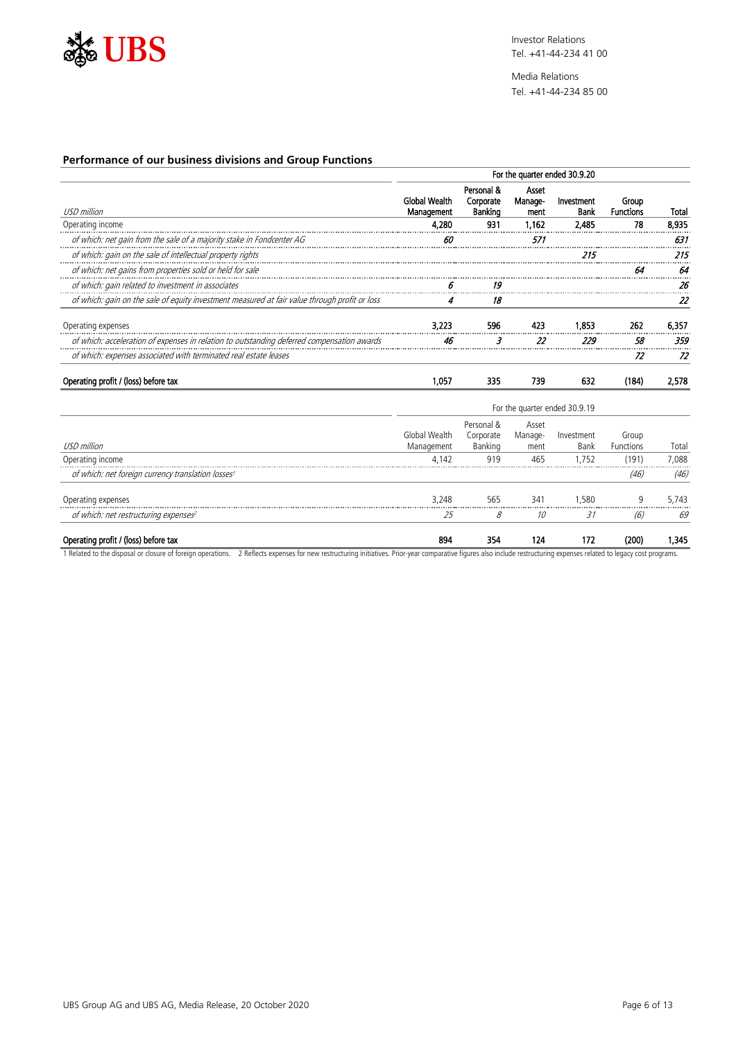UBS

Investor Relations
Tel. +41-44-234 41 00

Media Relations
Tel. +41-44-234 85 00

## Performance of our business divisions and Group Functions

| | For the quarter ended 30.9.20 | | | | | |
|---|---|---|---|---|---|---|
| *USD million* | **Global Wealth Management** | **Personal & Corporate Banking** | **Asset Management** | **Investment Bank** | **Group Functions** | **Total** |
| Operating income | **4,280** | **931** | **1,162** | **2,485** | **78** | **8,935** |
| *of which: net gain from the sale of a majority stake in Fondcenter AG* | ***60*** | | ***571*** | | | ***631*** |
| *of which: gain on the sale of intellectual property rights* | | | | ***215*** | | ***215*** |
| *of which: net gains from properties sold or held for sale* | | | | | ***64*** | ***64*** |
| *of which: gain related to investment in associates* | ***6*** | ***19*** | | | | ***26*** |
| *of which: gain on the sale of equity investment measured at fair value through profit or loss* | ***4*** | ***18*** | | | | ***22*** |
| Operating expenses | **3,223** | **596** | **423** | **1,853** | **262** | **6,357** |
| *of which: acceleration of expenses in relation to outstanding deferred compensation awards* | ***46*** | ***3*** | ***22*** | ***229*** | ***58*** | ***359*** |
| *of which: expenses associated with terminated real estate leases* | | | | | ***72*** | ***72*** |
| **Operating profit / (loss) before tax** | **1,057** | **335** | **739** | **632** | **(184)** | **2,578** |

| | For the quarter ended 30.9.19 | | | | | |
|---|---|---|---|---|---|---|
| *USD million* | Global Wealth Management | Personal & Corporate Banking | Asset Management | Investment Bank | Group Functions | Total |
| Operating income | 4,142 | 919 | 465 | 1,752 | (191) | 7,088 |
| *of which: net foreign currency translation losses[1]* | | | | | *(46)* | *(46)* |
| Operating expenses | 3,248 | 565 | 341 | 1,580 | 9 | 5,743 |
| *of which: net restructuring expenses[2]* | *25* | *8* | *10* | *31* | *(6)* | *69* |
| **Operating profit / (loss) before tax** | **894** | **354** | **124** | **172** | **(200)** | **1,345** |

1 Related to the disposal or closure of foreign operations. 2 Reflects expenses for new restructuring initiatives. Prior-year comparative figures also include restructuring expenses related to legacy cost programs.

UBS Group AG and UBS AG, Media Release, 20 October 2020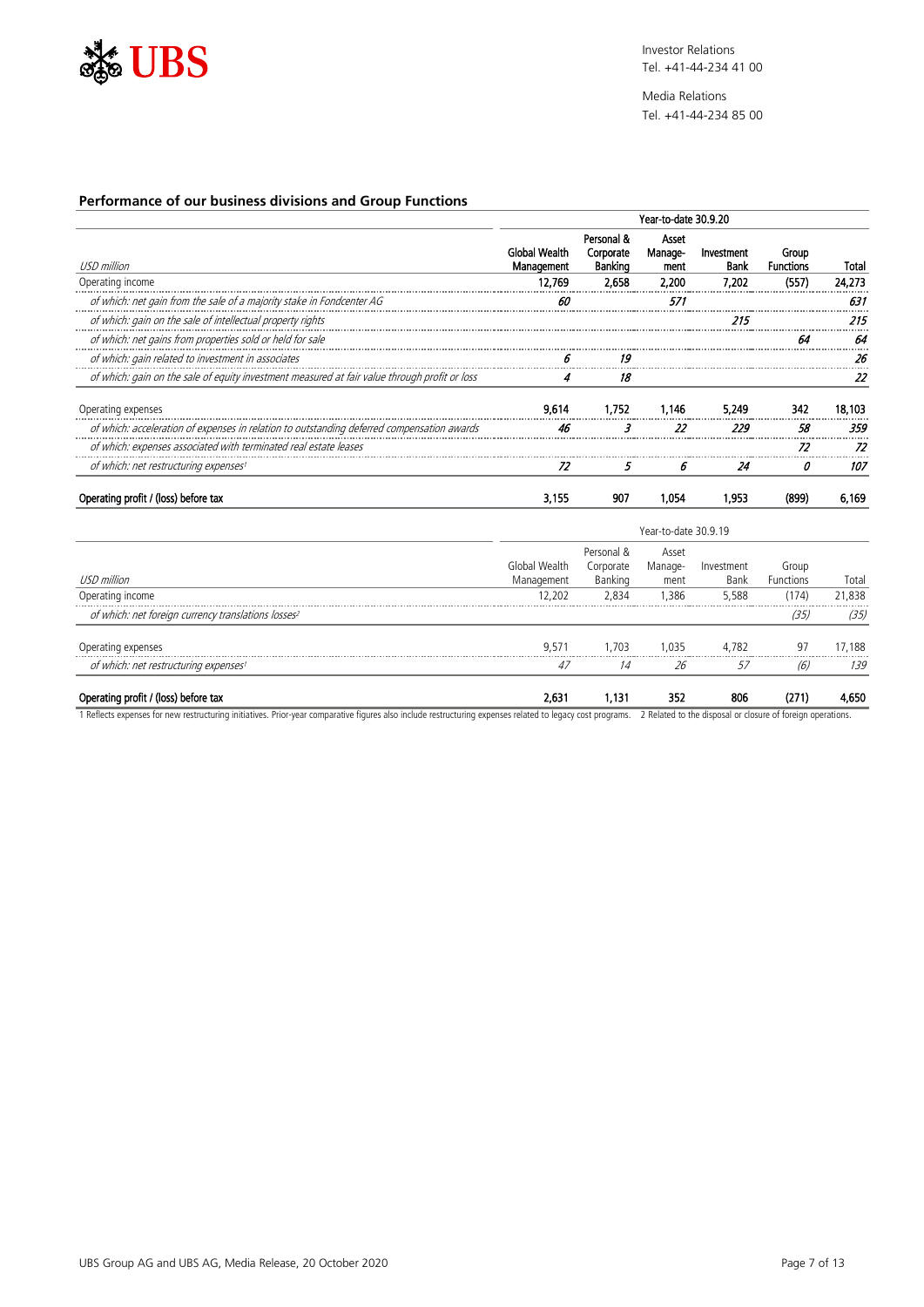## Performance of our business divisions and Group Functions

| | Year-to-date 30.9.20 | | | | | |
|---|---|---|---|---|---|---|
| USD million | Global Wealth Management | Personal & Corporate Banking | Asset Management | Investment Bank | Group Functions | Total |
| Operating income | 12,769 | 2,658 | 2,200 | 7,202 | (557) | 24,273 |
| *of which: net gain from the sale of a majority stake in Fondcenter AG* | *60* | | *571* | | | *631* |
| *of which: gain on the sale of intellectual property rights* | | | | *215* | | *215* |
| *of which: net gains from properties sold or held for sale* | | | | | *64* | *64* |
| *of which: gain related to investment in associates* | *6* | *19* | | | | *26* |
| *of which: gain on the sale of equity investment measured at fair value through profit or loss* | *4* | *18* | | | | *22* |
| Operating expenses | 9,614 | 1,752 | 1,146 | 5,249 | 342 | 18,103 |
| *of which: acceleration of expenses in relation to outstanding deferred compensation awards* | *46* | *3* | *22* | *229* | *58* | *359* |
| *of which: expenses associated with terminated real estate leases* | | | | | *72* | *72* |
| *of which: net restructuring expenses*[1] | *72* | *5* | *6* | *24* | *0* | *107* |
| **Operating profit / (loss) before tax** | **3,155** | **907** | **1,054** | **1,953** | **(899)** | **6,169** |

| | Year-to-date 30.9.19 | | | | | |
|---|---|---|---|---|---|---|
| USD million | Global Wealth Management | Personal & Corporate Banking | Asset Management | Investment Bank | Group Functions | Total |
| Operating income | 12,202 | 2,834 | 1,386 | 5,588 | (174) | 21,838 |
| *of which: net foreign currency translations losses*[2] | | | | | *(35)* | *(35)* |
| Operating expenses | 9,571 | 1,703 | 1,035 | 4,782 | 97 | 17,188 |
| *of which: net restructuring expenses*[1] | *47* | *14* | *26* | *57* | *(6)* | *139* |
| **Operating profit / (loss) before tax** | **2,631** | **1,131** | **352** | **806** | **(271)** | **4,650** |

1 Reflects expenses for new restructuring initiatives. Prior-year comparative figures also include restructuring expenses related to legacy cost programs. 2 Related to the disposal or closure of foreign operations.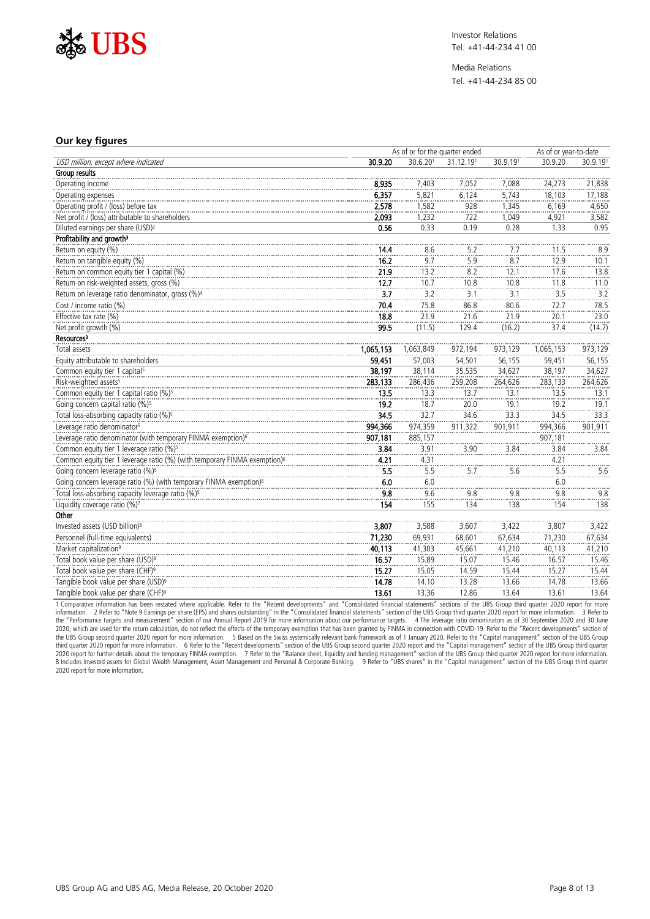Investor Relations
Tel. +41-44-234 41 00

Media Relations
Tel. +41-44-234 85 00

## Our key figures

| | As of or for the quarter ended | | | | As of or year-to-date | |
|---|---|---|---|---|---|---|
| *USD million, except where indicated* | **30.9.20** | 30.6.20[1] | 31.12.19[1] | 30.9.19[1] | 30.9.20 | 30.9.19[1] |
| **Group results** | | | | | | |
| Operating income | **8,935** | 7,403 | 7,052 | 7,088 | 24,273 | 21,838 |
| Operating expenses | **6,357** | 5,821 | 6,124 | 5,743 | 18,103 | 17,188 |
| Operating profit / (loss) before tax | **2,578** | 1,582 | 928 | 1,345 | 6,169 | 4,650 |
| Net profit / (loss) attributable to shareholders | **2,093** | 1,232 | 722 | 1,049 | 4,921 | 3,582 |
| Diluted earnings per share (USD)[2] | **0.56** | 0.33 | 0.19 | 0.28 | 1.33 | 0.95 |
| **Profitability and growth**[3] | | | | | | |
| Return on equity (%) | **14.4** | 8.6 | 5.2 | 7.7 | 11.5 | 8.9 |
| Return on tangible equity (%) | **16.2** | 9.7 | 5.9 | 8.7 | 12.9 | 10.1 |
| Return on common equity tier 1 capital (%) | **21.9** | 13.2 | 8.2 | 12.1 | 17.6 | 13.8 |
| Return on risk-weighted assets, gross (%) | **12.7** | 10.7 | 10.8 | 10.8 | 11.8 | 11.0 |
| Return on leverage ratio denominator, gross (%)[4] | **3.7** | 3.2 | 3.1 | 3.1 | 3.5 | 3.2 |
| Cost / income ratio (%) | **70.4** | 75.8 | 86.8 | 80.6 | 72.7 | 78.5 |
| Effective tax rate (%) | **18.8** | 21.9 | 21.6 | 21.9 | 20.1 | 23.0 |
| Net profit growth (%) | **99.5** | (11.5) | 129.4 | (16.2) | 37.4 | (14.7) |
| **Resources**[3] | | | | | | |
| Total assets | **1,065,153** | 1,063,849 | 972,194 | 973,129 | 1,065,153 | 973,129 |
| Equity attributable to shareholders | **59,451** | 57,003 | 54,501 | 56,155 | 59,451 | 56,155 |
| Common equity tier 1 capital[5] | **38,197** | 38,114 | 35,535 | 34,627 | 38,197 | 34,627 |
| Risk-weighted assets[5] | **283,133** | 286,436 | 259,208 | 264,626 | 283,133 | 264,626 |
| Common equity tier 1 capital ratio (%)[5] | **13.5** | 13.3 | 13.7 | 13.1 | 13.5 | 13.1 |
| Going concern capital ratio (%)[5] | **19.2** | 18.7 | 20.0 | 19.1 | 19.2 | 19.1 |
| Total loss-absorbing capacity ratio (%)[5] | **34.5** | 32.7 | 34.6 | 33.3 | 34.5 | 33.3 |
| Leverage ratio denominator[5] | **994,366** | 974,359 | 911,322 | 901,911 | 994,366 | 901,911 |
| Leverage ratio denominator (with temporary FINMA exemption)[6] | **907,181** | 885,157 | | | 907,181 | |
| Common equity tier 1 leverage ratio (%)[5] | **3.84** | 3.91 | 3.90 | 3.84 | 3.84 | 3.84 |
| Common equity tier 1 leverage ratio (%) (with temporary FINMA exemption)[6] | **4.21** | 4.31 | | | 4.21 | |
| Going concern leverage ratio (%)[5] | **5.5** | 5.5 | 5.7 | 5.6 | 5.5 | 5.6 |
| Going concern leverage ratio (%) (with temporary FINMA exemption)[6] | **6.0** | 6.0 | | | 6.0 | |
| Total loss-absorbing capacity leverage ratio (%)[5] | **9.8** | 9.6 | 9.8 | 9.8 | 9.8 | 9.8 |
| Liquidity coverage ratio (%)[7] | **154** | 155 | 134 | 138 | 154 | 138 |
| **Other** | | | | | | |
| Invested assets (USD billion)[8] | **3,807** | 3,588 | 3,607 | 3,422 | 3,807 | 3,422 |
| Personnel (full-time equivalents) | **71,230** | 69,931 | 68,601 | 67,634 | 71,230 | 67,634 |
| Market capitalization[9] | **40,113** | 41,303 | 45,661 | 41,210 | 40,113 | 41,210 |
| Total book value per share (USD)[9] | **16.57** | 15.89 | 15.07 | 15.46 | 16.57 | 15.46 |
| Total book value per share (CHF)[9] | **15.27** | 15.05 | 14.59 | 15.44 | 15.27 | 15.44 |
| Tangible book value per share (USD)[9] | **14.78** | 14.10 | 13.28 | 13.66 | 14.78 | 13.66 |
| Tangible book value per share (CHF)[9] | **13.61** | 13.36 | 12.86 | 13.64 | 13.61 | 13.64 |

1 Comparative information has been restated where applicable. Refer to the "Recent developments" and "Consolidated financial statements" sections of the UBS Group third quarter 2020 report for more information. 2 Refer to "Note 9 Earnings per share (EPS) and shares outstanding" in the "Consolidated financial statements" section of the UBS Group third quarter 2020 report for more information. 3 Refer to the "Performance targets and measurement" section of our Annual Report 2019 for more information about our performance targets. 4 The leverage ratio denominators as of 30 September 2020 and 30 June 2020, which are used for the return calculation, do not reflect the effects of the temporary exemption that has been granted by FINMA in connection with COVID-19. Refer to the "Recent developments" section of the UBS Group second quarter 2020 report for more information. 5 Based on the Swiss systemically relevant bank framework as of 1 January 2020. Refer to the "Capital management" section of the UBS Group third quarter 2020 report for more information. 6 Refer to the "Recent developments" section of the UBS Group second quarter 2020 report and the "Capital management" section of the UBS Group third quarter 2020 report for further details about the temporary FINMA exemption. 7 Refer to the "Balance sheet, liquidity and funding management" section of the UBS Group third quarter 2020 report for more information. 8 Includes invested assets for Global Wealth Management, Asset Management and Personal & Corporate Banking. 9 Refer to "UBS shares" in the "Capital management" section of the UBS Group third quarter 2020 report for more information.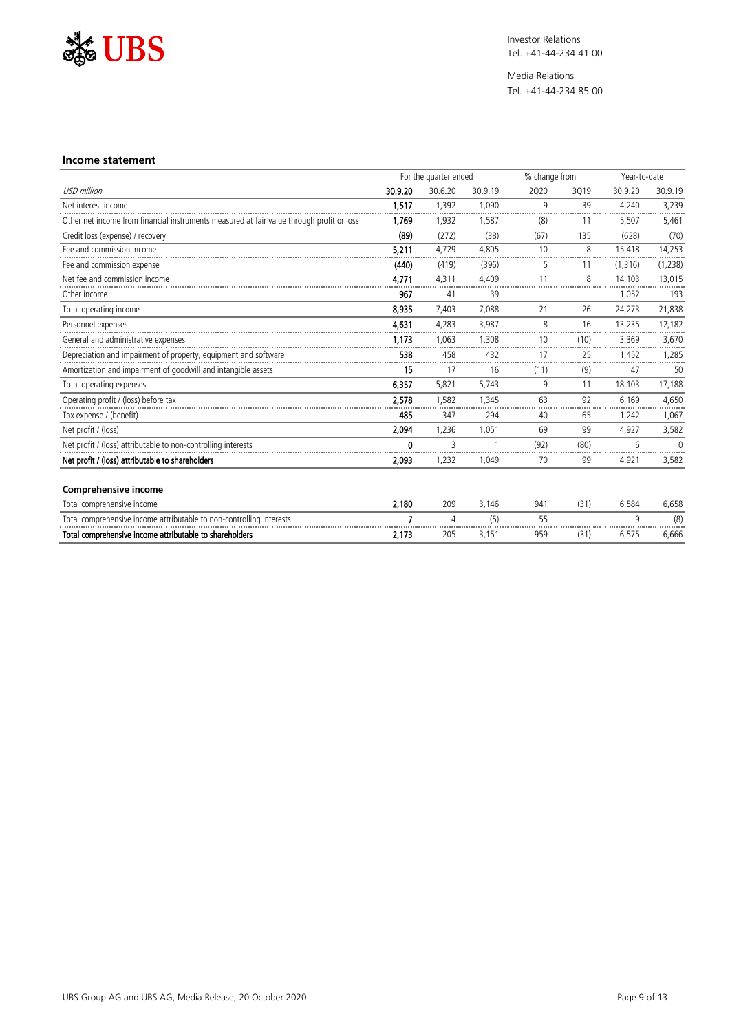Investor Relations
Tel. +41-44-234 41 00

Media Relations
Tel. +41-44-234 85 00

### Income statement

| | For the quarter ended | | | % change from | | Year-to-date | |
|---|---|---|---|---|---|---|---|
| *USD million* | **30.9.20** | 30.6.20 | 30.9.19 | 2Q20 | 3Q19 | 30.9.20 | 30.9.19 |
| Net interest income | **1,517** | 1,392 | 1,090 | 9 | 39 | 4,240 | 3,239 |
| Other net income from financial instruments measured at fair value through profit or loss | **1,769** | 1,932 | 1,587 | (8) | 11 | 5,507 | 5,461 |
| Credit loss (expense) / recovery | **(89)** | (272) | (38) | (67) | 135 | (628) | (70) |
| Fee and commission income | **5,211** | 4,729 | 4,805 | 10 | 8 | 15,418 | 14,253 |
| Fee and commission expense | **(440)** | (419) | (396) | 5 | 11 | (1,316) | (1,238) |
| Net fee and commission income | **4,771** | 4,311 | 4,409 | 11 | 8 | 14,103 | 13,015 |
| Other income | **967** | 41 | 39 | | | 1,052 | 193 |
| Total operating income | **8,935** | 7,403 | 7,088 | 21 | 26 | 24,273 | 21,838 |
| Personnel expenses | **4,631** | 4,283 | 3,987 | 8 | 16 | 13,235 | 12,182 |
| General and administrative expenses | **1,173** | 1,063 | 1,308 | 10 | (10) | 3,369 | 3,670 |
| Depreciation and impairment of property, equipment and software | **538** | 458 | 432 | 17 | 25 | 1,452 | 1,285 |
| Amortization and impairment of goodwill and intangible assets | **15** | 17 | 16 | (11) | (9) | 47 | 50 |
| Total operating expenses | **6,357** | 5,821 | 5,743 | 9 | 11 | 18,103 | 17,188 |
| Operating profit / (loss) before tax | **2,578** | 1,582 | 1,345 | 63 | 92 | 6,169 | 4,650 |
| Tax expense / (benefit) | **485** | 347 | 294 | 40 | 65 | 1,242 | 1,067 |
| Net profit / (loss) | **2,094** | 1,236 | 1,051 | 69 | 99 | 4,927 | 3,582 |
| Net profit / (loss) attributable to non-controlling interests | **0** | 3 | 1 | (92) | (80) | 6 | 0 |
| **Net profit / (loss) attributable to shareholders** | **2,093** | 1,232 | 1,049 | 70 | 99 | 4,921 | 3,582 |

### Comprehensive income

| | | | | | | | |
|---|---|---|---|---|---|---|---|
| Total comprehensive income | **2,180** | 209 | 3,146 | 941 | (31) | 6,584 | 6,658 |
| Total comprehensive income attributable to non-controlling interests | **7** | 4 | (5) | 55 | | 9 | (8) |
| **Total comprehensive income attributable to shareholders** | **2,173** | 205 | 3,151 | 959 | (31) | 6,575 | 6,666 |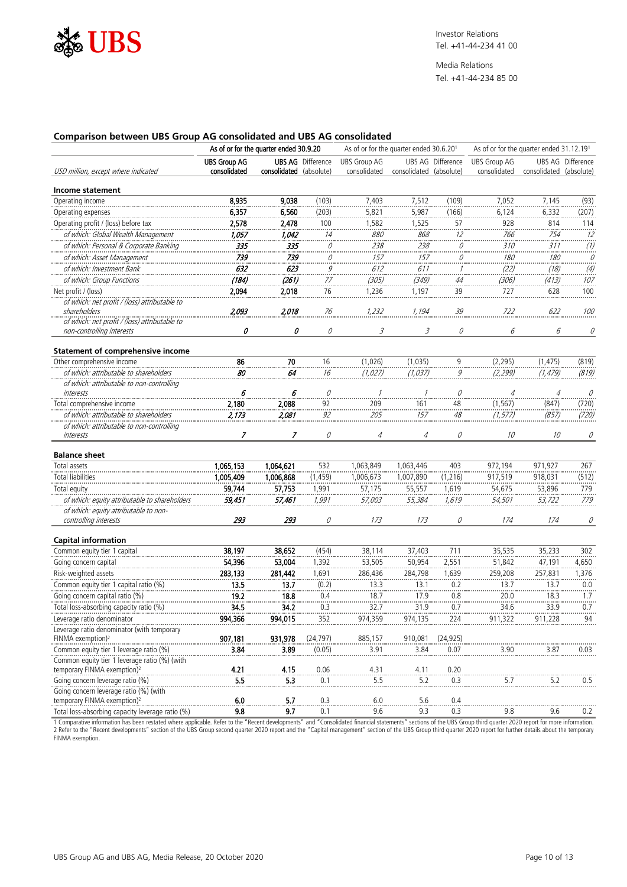## Comparison between UBS Group AG consolidated and UBS AG consolidated

| USD million, except where indicated | As of or for the quarter ended 30.9.20 | | | As of or for the quarter ended 30.6.20[1] | | | As of or for the quarter ended 31.12.19[1] | | |
|---|---|---|---|---|---|---|---|---|---|
| | **UBS Group AG consolidated** | **UBS AG consolidated** | Difference (absolute) | UBS Group AG consolidated | UBS AG consolidated | Difference (absolute) | UBS Group AG consolidated | UBS AG consolidated | Difference (absolute) |
| **Income statement** | | | | | | | | | |
| Operating income | **8,935** | **9,038** | (103) | 7,403 | 7,512 | (109) | 7,052 | 7,145 | (93) |
| Operating expenses | **6,357** | **6,560** | (203) | 5,821 | 5,987 | (166) | 6,124 | 6,332 | (207) |
| Operating profit / (loss) before tax | **2,578** | **2,478** | 100 | 1,582 | 1,525 | 57 | 928 | 814 | 114 |
| *of which: Global Wealth Management* | ***1,057*** | ***1,042*** | *14* | *880* | *868* | *12* | *766* | *754* | *12* |
| *of which: Personal & Corporate Banking* | ***335*** | ***335*** | *0* | *238* | *238* | *0* | *310* | *311* | *(1)* |
| *of which: Asset Management* | ***739*** | ***739*** | *0* | *157* | *157* | *0* | *180* | *180* | *0* |
| *of which: Investment Bank* | ***632*** | ***623*** | *9* | *612* | *611* | *1* | *(22)* | *(18)* | *(4)* |
| *of which: Group Functions* | ***(184)*** | ***(261)*** | *77* | *(305)* | *(349)* | *44* | *(306)* | *(413)* | *107* |
| Net profit / (loss) | **2,094** | **2,018** | 76 | 1,236 | 1,197 | 39 | 727 | 628 | 100 |
| *of which: net profit / (loss) attributable to shareholders* | ***2,093*** | ***2,018*** | *76* | *1,232* | *1,194* | *39* | *722* | *622* | *100* |
| *of which: net profit / (loss) attributable to non-controlling interests* | ***0*** | ***0*** | *0* | *3* | *3* | *0* | *6* | *6* | *0* |
| **Statement of comprehensive income** | | | | | | | | | |
| Other comprehensive income | **86** | **70** | 16 | (1,026) | (1,035) | 9 | (2,295) | (1,475) | (819) |
| *of which: attributable to shareholders* | ***80*** | ***64*** | *16* | *(1,027)* | *(1,037)* | *9* | *(2,299)* | *(1,479)* | *(819)* |
| *of which: attributable to non-controlling interests* | ***6*** | ***6*** | *0* | *1* | *1* | *0* | *4* | *4* | *0* |
| Total comprehensive income | **2,180** | **2,088** | 92 | 209 | 161 | 48 | (1,567) | (847) | (720) |
| *of which: attributable to shareholders* | ***2,173*** | ***2,081*** | *92* | *205* | *157* | *48* | *(1,577)* | *(857)* | *(720)* |
| *of which: attributable to non-controlling interests* | ***7*** | ***7*** | *0* | *4* | *4* | *0* | *10* | *10* | *0* |
| **Balance sheet** | | | | | | | | | |
| Total assets | **1,065,153** | **1,064,621** | 532 | 1,063,849 | 1,063,446 | 403 | 972,194 | 971,927 | 267 |
| Total liabilities | **1,005,409** | **1,006,868** | (1,459) | 1,006,673 | 1,007,890 | (1,216) | 917,519 | 918,031 | (512) |
| Total equity | **59,744** | **57,753** | 1,991 | 57,175 | 55,557 | 1,619 | 54,675 | 53,896 | 779 |
| *of which: equity attributable to shareholders* | ***59,451*** | ***57,461*** | *1,991* | *57,003* | *55,384* | *1,619* | *54,501* | *53,722* | *779* |
| *of which: equity attributable to non-controlling interests* | ***293*** | ***293*** | *0* | *173* | *173* | *0* | *174* | *174* | *0* |
| **Capital information** | | | | | | | | | |
| Common equity tier 1 capital | **38,197** | **38,652** | (454) | 38,114 | 37,403 | 711 | 35,535 | 35,233 | 302 |
| Going concern capital | **54,396** | **53,004** | 1,392 | 53,505 | 50,954 | 2,551 | 51,842 | 47,191 | 4,650 |
| Risk-weighted assets | **283,133** | **281,442** | 1,691 | 286,436 | 284,798 | 1,639 | 259,208 | 257,831 | 1,376 |
| Common equity tier 1 capital ratio (%) | **13.5** | **13.7** | (0.2) | 13.3 | 13.1 | 0.2 | 13.7 | 13.7 | 0.0 |
| Going concern capital ratio (%) | **19.2** | **18.8** | 0.4 | 18.7 | 17.9 | 0.8 | 20.0 | 18.3 | 1.7 |
| Total loss-absorbing capacity ratio (%) | **34.5** | **34.2** | 0.3 | 32.7 | 31.9 | 0.7 | 34.6 | 33.9 | 0.7 |
| Leverage ratio denominator | **994,366** | **994,015** | 352 | 974,359 | 974,135 | 224 | 911,322 | 911,228 | 94 |
| Leverage ratio denominator (with temporary FINMA exemption)[2] | **907,181** | **931,978** | (24,797) | 885,157 | 910,081 | (24,925) | | | |
| Common equity tier 1 leverage ratio (%) | **3.84** | **3.89** | (0.05) | 3.91 | 3.84 | 0.07 | 3.90 | 3.87 | 0.03 |
| Common equity tier 1 leverage ratio (%) (with temporary FINMA exemption)[2] | **4.21** | **4.15** | 0.06 | 4.31 | 4.11 | 0.20 | | | |
| Going concern leverage ratio (%) | **5.5** | **5.3** | 0.1 | 5.5 | 5.2 | 0.3 | 5.7 | 5.2 | 0.5 |
| Going concern leverage ratio (%) (with temporary FINMA exemption)[2] | **6.0** | **5.7** | 0.3 | 6.0 | 5.6 | 0.4 | | | |
| Total loss-absorbing capacity leverage ratio (%) | **9.8** | **9.7** | 0.1 | 9.6 | 9.3 | 0.3 | 9.8 | 9.6 | 0.2 |

1 Comparative information has been restated where applicable. Refer to the "Recent developments" and "Consolidated financial statements" sections of the UBS Group third quarter 2020 report for more information.
2 Refer to the "Recent developments" section of the UBS Group second quarter 2020 report and the "Capital management" section of the UBS Group third quarter 2020 report for further details about the temporary FINMA exemption.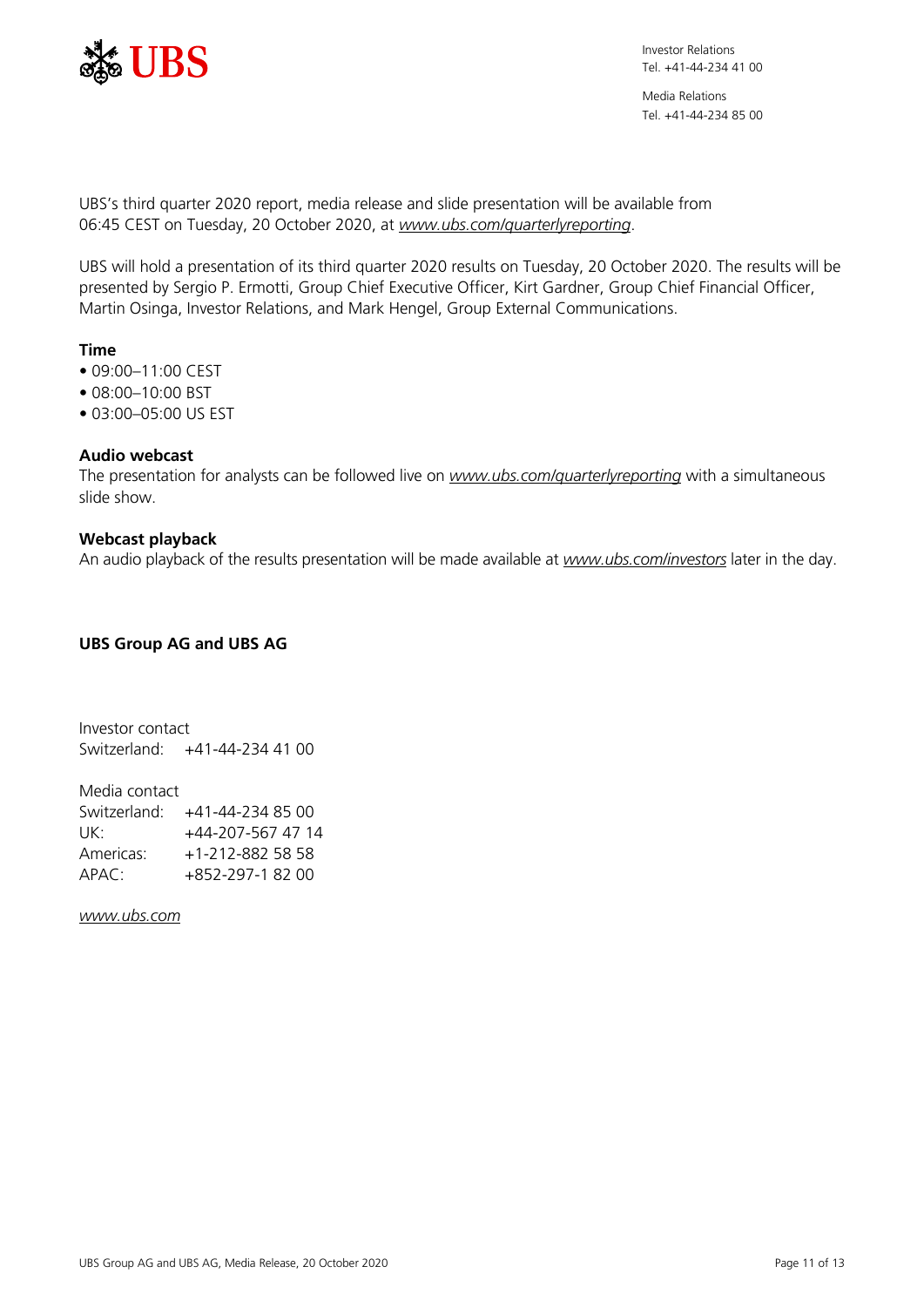Investor Relations
Tel. +41-44-234 41 00

Media Relations
Tel. +41-44-234 85 00

UBS's third quarter 2020 report, media release and slide presentation will be available from 06:45 CEST on Tuesday, 20 October 2020, at *www.ubs.com/quarterlyreporting*.

UBS will hold a presentation of its third quarter 2020 results on Tuesday, 20 October 2020. The results will be presented by Sergio P. Ermotti, Group Chief Executive Officer, Kirt Gardner, Group Chief Financial Officer, Martin Osinga, Investor Relations, and Mark Hengel, Group External Communications.

**Time**

- 09:00–11:00 CEST
- 08:00–10:00 BST
- 03:00–05:00 US EST

**Audio webcast**

The presentation for analysts can be followed live on *www.ubs.com/quarterlyreporting* with a simultaneous slide show.

**Webcast playback**

An audio playback of the results presentation will be made available at *www.ubs.com/investors* later in the day.

**UBS Group AG and UBS AG**

Investor contact
Switzerland: +41-44-234 41 00

Media contact
Switzerland: +41-44-234 85 00
UK: +44-207-567 47 14
Americas: +1-212-882 58 58
APAC: +852-297-1 82 00

*www.ubs.com*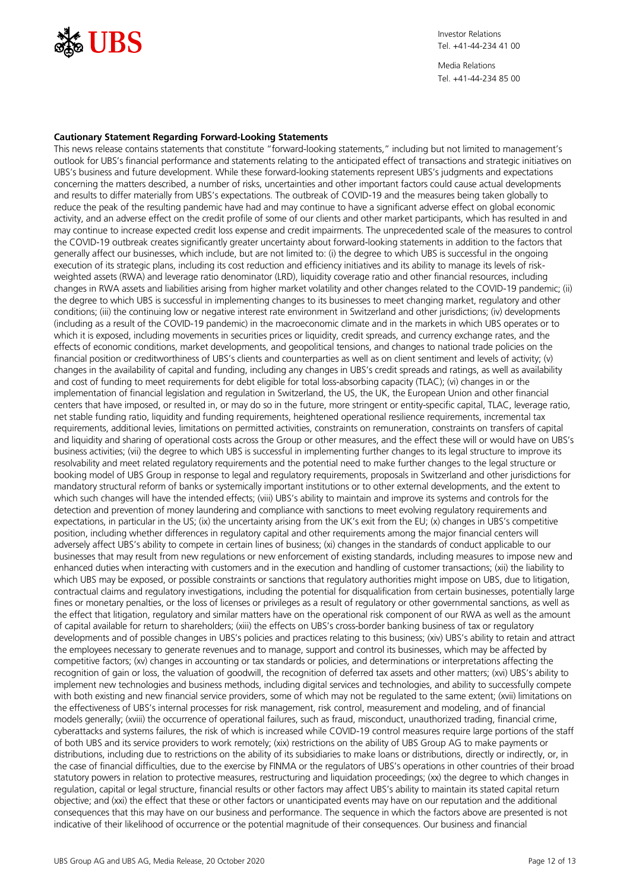**Cautionary Statement Regarding Forward-Looking Statements**

This news release contains statements that constitute "forward-looking statements," including but not limited to management's outlook for UBS's financial performance and statements relating to the anticipated effect of transactions and strategic initiatives on UBS's business and future development. While these forward-looking statements represent UBS's judgments and expectations concerning the matters described, a number of risks, uncertainties and other important factors could cause actual developments and results to differ materially from UBS's expectations. The outbreak of COVID-19 and the measures being taken globally to reduce the peak of the resulting pandemic have had and may continue to have a significant adverse effect on global economic activity, and an adverse effect on the credit profile of some of our clients and other market participants, which has resulted in and may continue to increase expected credit loss expense and credit impairments. The unprecedented scale of the measures to control the COVID-19 outbreak creates significantly greater uncertainty about forward-looking statements in addition to the factors that generally affect our businesses, which include, but are not limited to: (i) the degree to which UBS is successful in the ongoing execution of its strategic plans, including its cost reduction and efficiency initiatives and its ability to manage its levels of risk-weighted assets (RWA) and leverage ratio denominator (LRD), liquidity coverage ratio and other financial resources, including changes in RWA assets and liabilities arising from higher market volatility and other changes related to the COVID-19 pandemic; (ii) the degree to which UBS is successful in implementing changes to its businesses to meet changing market, regulatory and other conditions; (iii) the continuing low or negative interest rate environment in Switzerland and other jurisdictions; (iv) developments (including as a result of the COVID-19 pandemic) in the macroeconomic climate and in the markets in which UBS operates or to which it is exposed, including movements in securities prices or liquidity, credit spreads, and currency exchange rates, and the effects of economic conditions, market developments, and geopolitical tensions, and changes to national trade policies on the financial position or creditworthiness of UBS's clients and counterparties as well as on client sentiment and levels of activity; (v) changes in the availability of capital and funding, including any changes in UBS's credit spreads and ratings, as well as availability and cost of funding to meet requirements for debt eligible for total loss-absorbing capacity (TLAC); (vi) changes in or the implementation of financial legislation and regulation in Switzerland, the US, the UK, the European Union and other financial centers that have imposed, or resulted in, or may do so in the future, more stringent or entity-specific capital, TLAC, leverage ratio, net stable funding ratio, liquidity and funding requirements, heightened operational resilience requirements, incremental tax requirements, additional levies, limitations on permitted activities, constraints on remuneration, constraints on transfers of capital and liquidity and sharing of operational costs across the Group or other measures, and the effect these will or would have on UBS's business activities; (vii) the degree to which UBS is successful in implementing further changes to its legal structure to improve its resolvability and meet related regulatory requirements and the potential need to make further changes to the legal structure or booking model of UBS Group in response to legal and regulatory requirements, proposals in Switzerland and other jurisdictions for mandatory structural reform of banks or systemically important institutions or to other external developments, and the extent to which such changes will have the intended effects; (viii) UBS's ability to maintain and improve its systems and controls for the detection and prevention of money laundering and compliance with sanctions to meet evolving regulatory requirements and expectations, in particular in the US; (ix) the uncertainty arising from the UK's exit from the EU; (x) changes in UBS's competitive position, including whether differences in regulatory capital and other requirements among the major financial centers will adversely affect UBS's ability to compete in certain lines of business; (xi) changes in the standards of conduct applicable to our businesses that may result from new regulations or new enforcement of existing standards, including measures to impose new and enhanced duties when interacting with customers and in the execution and handling of customer transactions; (xii) the liability to which UBS may be exposed, or possible constraints or sanctions that regulatory authorities might impose on UBS, due to litigation, contractual claims and regulatory investigations, including the potential for disqualification from certain businesses, potentially large fines or monetary penalties, or the loss of licenses or privileges as a result of regulatory or other governmental sanctions, as well as the effect that litigation, regulatory and similar matters have on the operational risk component of our RWA as well as the amount of capital available for return to shareholders; (xiii) the effects on UBS's cross-border banking business of tax or regulatory developments and of possible changes in UBS's policies and practices relating to this business; (xiv) UBS's ability to retain and attract the employees necessary to generate revenues and to manage, support and control its businesses, which may be affected by competitive factors; (xv) changes in accounting or tax standards or policies, and determinations or interpretations affecting the recognition of gain or loss, the valuation of goodwill, the recognition of deferred tax assets and other matters; (xvi) UBS's ability to implement new technologies and business methods, including digital services and technologies, and ability to successfully compete with both existing and new financial service providers, some of which may not be regulated to the same extent; (xvii) limitations on the effectiveness of UBS's internal processes for risk management, risk control, measurement and modeling, and of financial models generally; (xviii) the occurrence of operational failures, such as fraud, misconduct, unauthorized trading, financial crime, cyberattacks and systems failures, the risk of which is increased while COVID-19 control measures require large portions of the staff of both UBS and its service providers to work remotely; (xix) restrictions on the ability of UBS Group AG to make payments or distributions, including due to restrictions on the ability of its subsidiaries to make loans or distributions, directly or indirectly, or, in the case of financial difficulties, due to the exercise by FINMA or the regulators of UBS's operations in other countries of their broad statutory powers in relation to protective measures, restructuring and liquidation proceedings; (xx) the degree to which changes in regulation, capital or legal structure, financial results or other factors may affect UBS's ability to maintain its stated capital return objective; and (xxi) the effect that these or other factors or unanticipated events may have on our reputation and the additional consequences that this may have on our business and performance. The sequence in which the factors above are presented is not indicative of their likelihood of occurrence or the potential magnitude of their consequences. Our business and financial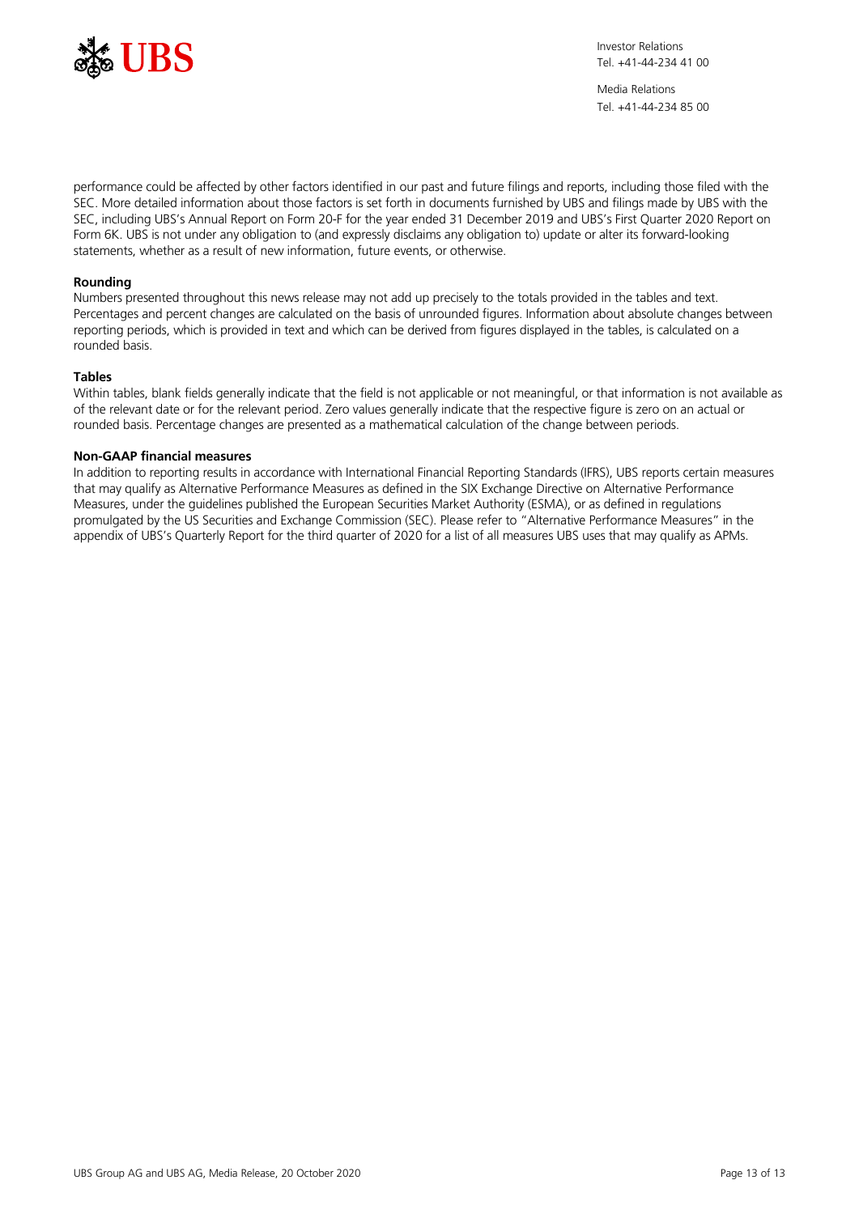performance could be affected by other factors identified in our past and future filings and reports, including those filed with the SEC. More detailed information about those factors is set forth in documents furnished by UBS and filings made by UBS with the SEC, including UBS's Annual Report on Form 20-F for the year ended 31 December 2019 and UBS's First Quarter 2020 Report on Form 6K. UBS is not under any obligation to (and expressly disclaims any obligation to) update or alter its forward-looking statements, whether as a result of new information, future events, or otherwise.

**Rounding**
Numbers presented throughout this news release may not add up precisely to the totals provided in the tables and text. Percentages and percent changes are calculated on the basis of unrounded figures. Information about absolute changes between reporting periods, which is provided in text and which can be derived from figures displayed in the tables, is calculated on a rounded basis.

**Tables**
Within tables, blank fields generally indicate that the field is not applicable or not meaningful, or that information is not available as of the relevant date or for the relevant period. Zero values generally indicate that the respective figure is zero on an actual or rounded basis. Percentage changes are presented as a mathematical calculation of the change between periods.

**Non-GAAP financial measures**
In addition to reporting results in accordance with International Financial Reporting Standards (IFRS), UBS reports certain measures that may qualify as Alternative Performance Measures as defined in the SIX Exchange Directive on Alternative Performance Measures, under the guidelines published the European Securities Market Authority (ESMA), or as defined in regulations promulgated by the US Securities and Exchange Commission (SEC). Please refer to "Alternative Performance Measures" in the appendix of UBS's Quarterly Report for the third quarter of 2020 for a list of all measures UBS uses that may qualify as APMs.